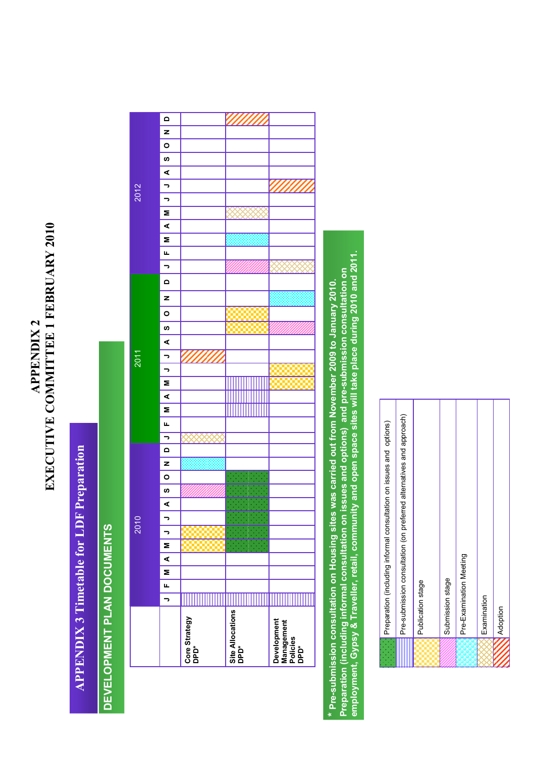# APPENDIX 2
# EXECUTIVE COMMITTEE 1 FEBRUARY 2010

## APPENDIX 3 Timetable for LDF Preparation

### DEVELOPMENT PLAN DOCUMENTS

| | 2010 | | | | | | | | | | | | 2011 | | | | | | | | | | | | 2012 | | | | | | | | | | | |
|---|---|---|---|---|---|---|---|---|---|---|---|---|---|---|---|---|---|---|---|---|---|---|---|---|---|---|---|---|---|---|---|---|---|---|---|---|
| | J | F | M | A | M | J | J | A | S | O | N | D | J | F | M | A | M | J | J | A | S | O | N | D | J | F | M | A | M | J | J | A | S | O | N | D |
| Core Strategy DPD* | Pre-submission consultation | | | | Publication stage | Publication stage | | | Submission stage | | Pre-Examination Meeting | | Examination | | | | | | Adoption | | | | | | | | | | | | | | | | | |
| Site Allocations DPD* | Pre-submission consultation | | | | Preparation | Preparation | Preparation | Preparation | Preparation | Preparation | | | | | Pre-submission consultation | Pre-submission consultation | Pre-submission consultation | | | | Publication stage | Publication stage | | | Submission stage | | Pre-Examination Meeting | | Examination | | | | | | | Adoption |
| Development Management Policies DPD* | Pre-submission consultation | | | | | | | | | | | | | | | | Publication stage | Publication stage | | | Submission stage | | Pre-Examination Meeting | | Examination | | | | | | Adoption | | | | | |

**\* Pre-submission consultation on Housing sites was carried out from November 2009 to January 2010. Preparation (including informal consultation on issues and options) and pre-submission consultation on employment, Gypsy & Traveller, retail, community and open space sites will take place during 2010 and 2011.**

| Key |
|---|
| Preparation (including informal consultation on issues and options) |
| Pre-submission consultation (on preferred alternatives and approach) |
| Publication stage |
| Submission stage |
| Pre-Examination Meeting |
| Examination |
| Adoption |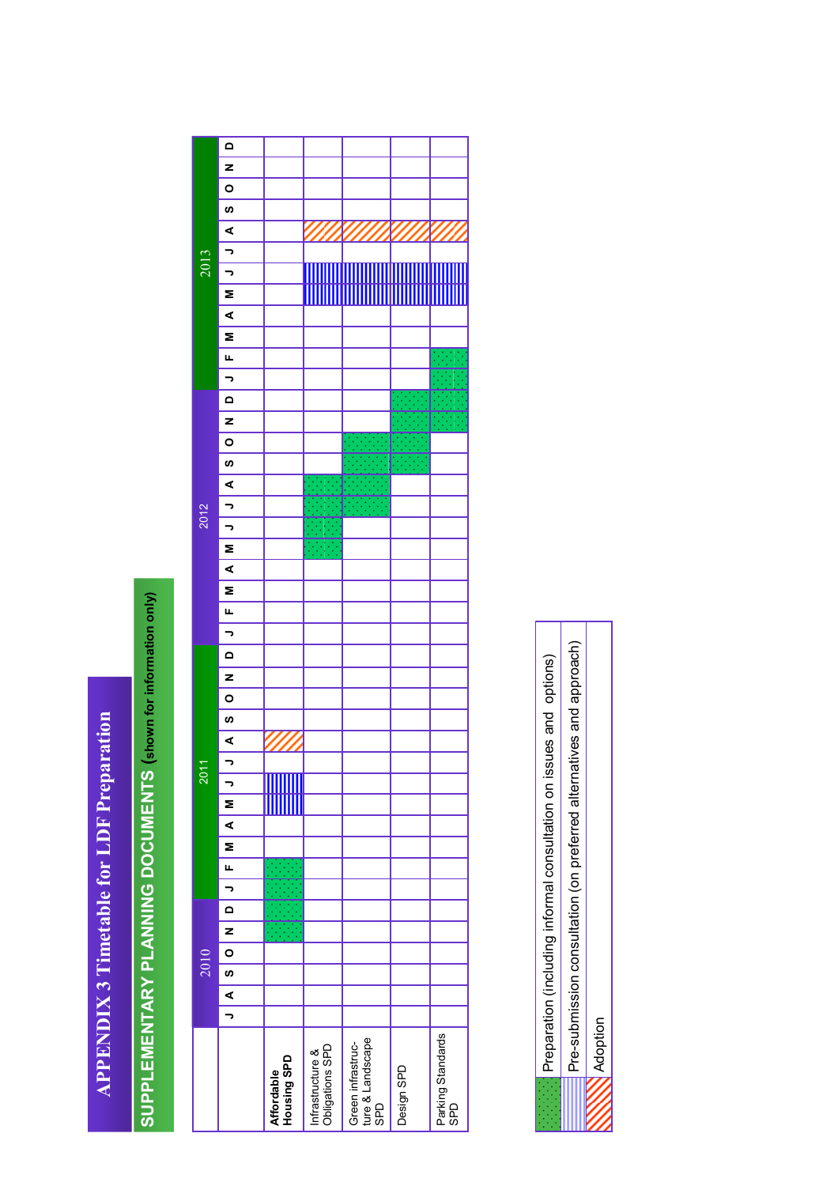# APPENDIX 3 Timetable for LDF Preparation

## SUPPLEMENTARY PLANNING DOCUMENTS (shown for information only)

2010
J A S O N D

2011
J F M A M J J A S O N D

2012
J F M A M J J A S O N D

2013
J F M A M J J A S O N D

Affordable Housing SPD

Infrastructure & Obligations SPD

Green infrastructure & Landscape SPD

Design SPD

Parking Standards SPD

Preparation (including informal consultation on issues and options)

Pre-submission consultation (on preferred alternatives and approach)

Adoption